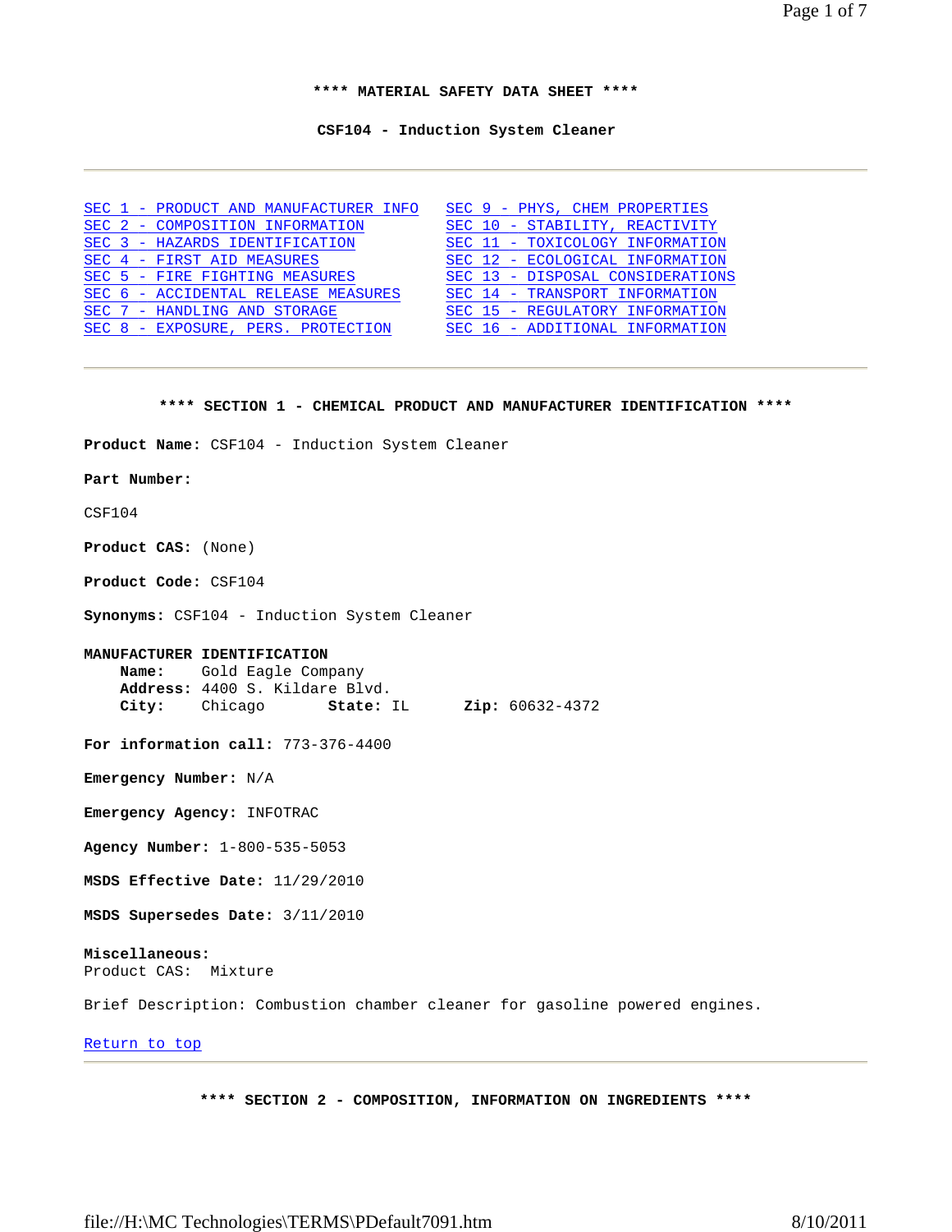# **** MATERIAL SAFETY DATA SHEET ****

## CSF104 - Induction System Cleaner

---

- SEC 1 - PRODUCT AND MANUFACTURER INFO
- SEC 2 - COMPOSITION INFORMATION
- SEC 3 - HAZARDS IDENTIFICATION
- SEC 4 - FIRST AID MEASURES
- SEC 5 - FIRE FIGHTING MEASURES
- SEC 6 - ACCIDENTAL RELEASE MEASURES
- SEC 7 - HANDLING AND STORAGE
- SEC 8 - EXPOSURE, PERS. PROTECTION
- SEC 9 - PHYS, CHEM PROPERTIES
- SEC 10 - STABILITY, REACTIVITY
- SEC 11 - TOXICOLOGY INFORMATION
- SEC 12 - ECOLOGICAL INFORMATION
- SEC 13 - DISPOSAL CONSIDERATIONS
- SEC 14 - TRANSPORT INFORMATION
- SEC 15 - REGULATORY INFORMATION
- SEC 16 - ADDITIONAL INFORMATION

---

### **** SECTION 1 - CHEMICAL PRODUCT AND MANUFACTURER IDENTIFICATION ****

**Product Name:** CSF104 - Induction System Cleaner

**Part Number:**

CSF104

**Product CAS:** (None)

**Product Code:** CSF104

**Synonyms:** CSF104 - Induction System Cleaner

**MANUFACTURER IDENTIFICATION**
**Name:** Gold Eagle Company
**Address:** 4400 S. Kildare Blvd.
**City:** Chicago **State:** IL **Zip:** 60632-4372

**For information call:** 773-376-4400

**Emergency Number:** N/A

**Emergency Agency:** INFOTRAC

**Agency Number:** 1-800-535-5053

**MSDS Effective Date:** 11/29/2010

**MSDS Supersedes Date:** 3/11/2010

**Miscellaneous:**
Product CAS: Mixture

Brief Description: Combustion chamber cleaner for gasoline powered engines.

Return to top

---

### **** SECTION 2 - COMPOSITION, INFORMATION ON INGREDIENTS ****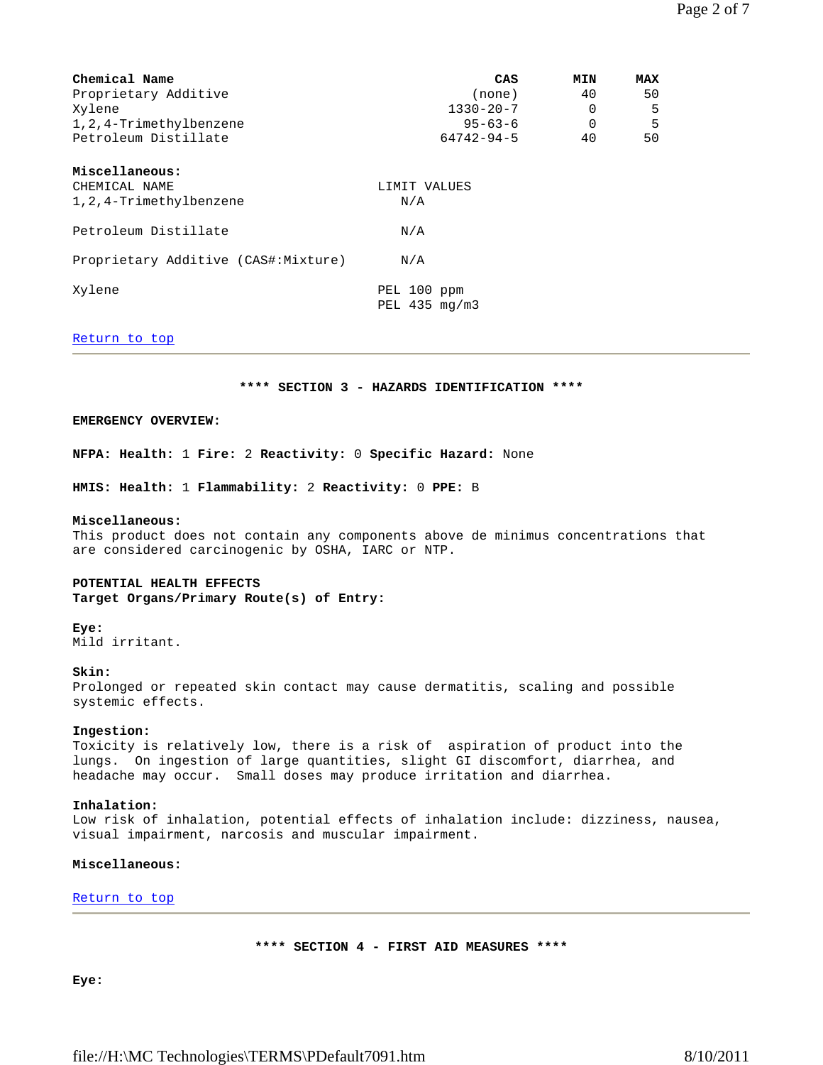| Chemical Name | CAS | MIN | MAX |
|---|---|---|---|
| Proprietary Additive | (none) | 40 | 50 |
| Xylene | 1330-20-7 | 0 | 5 |
| 1,2,4-Trimethylbenzene | 95-63-6 | 0 | 5 |
| Petroleum Distillate | 64742-94-5 | 40 | 50 |

**Miscellaneous:**

| CHEMICAL NAME | LIMIT VALUES |
|---|---|
| 1,2,4-Trimethylbenzene | N/A |
| Petroleum Distillate | N/A |
| Proprietary Additive (CAS#:Mixture) | N/A |
| Xylene | PEL 100 ppm<br>PEL 435 mg/m3 |

Return to top

## **** SECTION 3 - HAZARDS IDENTIFICATION ****

**EMERGENCY OVERVIEW:**

**NFPA: Health:** 1 **Fire:** 2 **Reactivity:** 0 **Specific Hazard:** None

**HMIS: Health:** 1 **Flammability:** 2 **Reactivity:** 0 **PPE:** B

**Miscellaneous:**
This product does not contain any components above de minimus concentrations that are considered carcinogenic by OSHA, IARC or NTP.

**POTENTIAL HEALTH EFFECTS**
**Target Organs/Primary Route(s) of Entry:**

**Eye:**
Mild irritant.

**Skin:**
Prolonged or repeated skin contact may cause dermatitis, scaling and possible systemic effects.

**Ingestion:**
Toxicity is relatively low, there is a risk of aspiration of product into the lungs. On ingestion of large quantities, slight GI discomfort, diarrhea, and headache may occur. Small doses may produce irritation and diarrhea.

**Inhalation:**
Low risk of inhalation, potential effects of inhalation include: dizziness, nausea, visual impairment, narcosis and muscular impairment.

**Miscellaneous:**

Return to top

## **** SECTION 4 - FIRST AID MEASURES ****

**Eye:**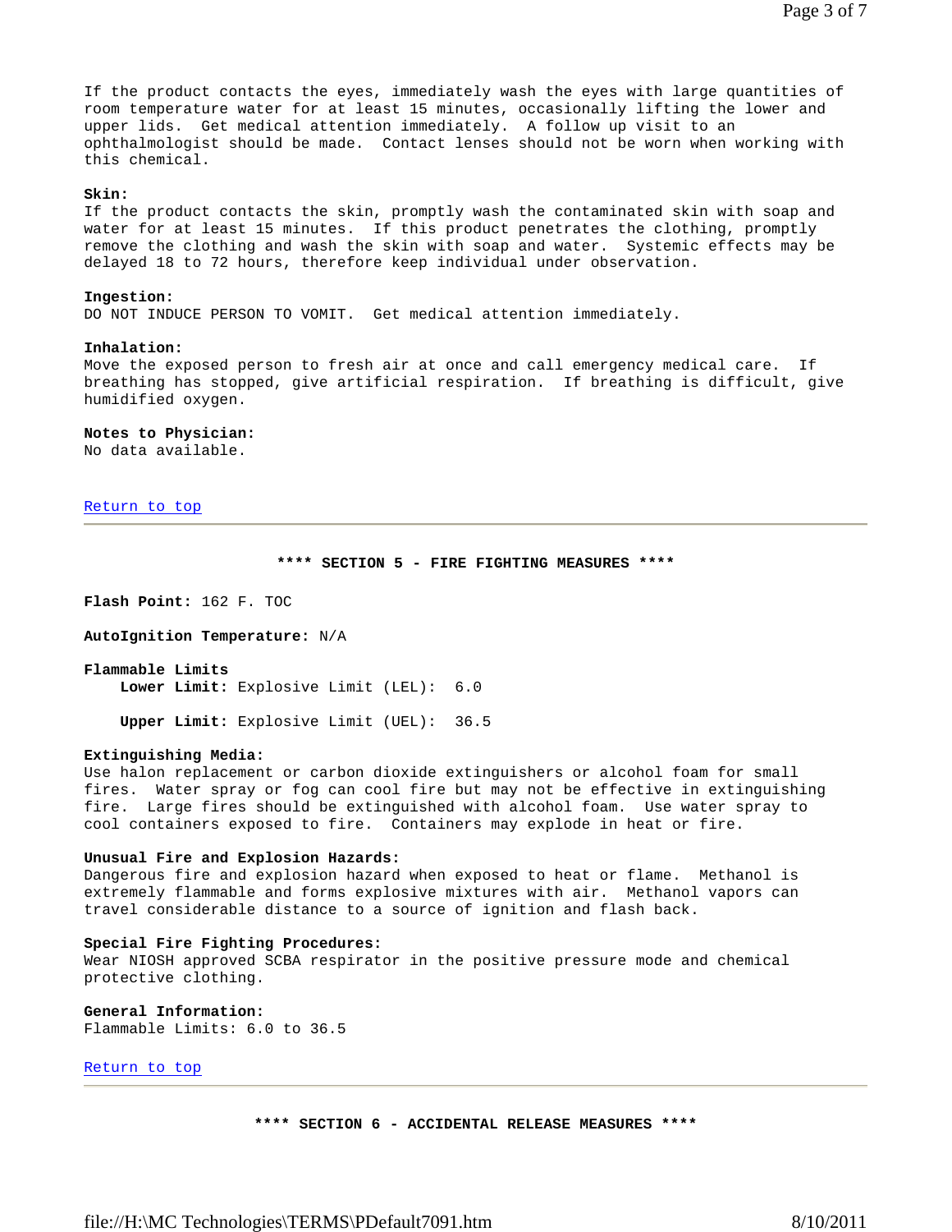If the product contacts the eyes, immediately wash the eyes with large quantities of room temperature water for at least 15 minutes, occasionally lifting the lower and upper lids. Get medical attention immediately. A follow up visit to an ophthalmologist should be made. Contact lenses should not be worn when working with this chemical.

**Skin:**
If the product contacts the skin, promptly wash the contaminated skin with soap and water for at least 15 minutes. If this product penetrates the clothing, promptly remove the clothing and wash the skin with soap and water. Systemic effects may be delayed 18 to 72 hours, therefore keep individual under observation.

**Ingestion:**
DO NOT INDUCE PERSON TO VOMIT. Get medical attention immediately.

**Inhalation:**
Move the exposed person to fresh air at once and call emergency medical care. If breathing has stopped, give artificial respiration. If breathing is difficult, give humidified oxygen.

**Notes to Physician:**
No data available.

Return to top

---

## **** SECTION 5 - FIRE FIGHTING MEASURES ****

**Flash Point:** 162 F. TOC

**AutoIgnition Temperature:** N/A

**Flammable Limits**

**Lower Limit:** Explosive Limit (LEL): 6.0

**Upper Limit:** Explosive Limit (UEL): 36.5

**Extinguishing Media:**
Use halon replacement or carbon dioxide extinguishers or alcohol foam for small fires. Water spray or fog can cool fire but may not be effective in extinguishing fire. Large fires should be extinguished with alcohol foam. Use water spray to cool containers exposed to fire. Containers may explode in heat or fire.

**Unusual Fire and Explosion Hazards:**
Dangerous fire and explosion hazard when exposed to heat or flame. Methanol is extremely flammable and forms explosive mixtures with air. Methanol vapors can travel considerable distance to a source of ignition and flash back.

**Special Fire Fighting Procedures:**
Wear NIOSH approved SCBA respirator in the positive pressure mode and chemical protective clothing.

**General Information:**
Flammable Limits: 6.0 to 36.5

Return to top

---

## **** SECTION 6 - ACCIDENTAL RELEASE MEASURES ****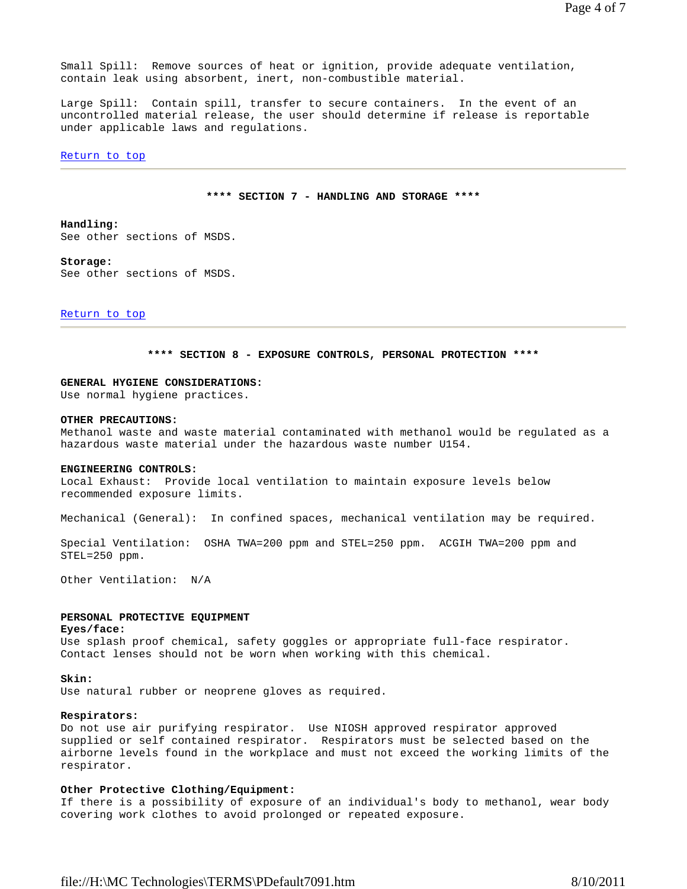Small Spill: Remove sources of heat or ignition, provide adequate ventilation, contain leak using absorbent, inert, non-combustible material.

Large Spill: Contain spill, transfer to secure containers. In the event of an uncontrolled material release, the user should determine if release is reportable under applicable laws and regulations.

Return to top

---

## **** SECTION 7 - HANDLING AND STORAGE ****

**Handling:**
See other sections of MSDS.

**Storage:**
See other sections of MSDS.

Return to top

---

## **** SECTION 8 - EXPOSURE CONTROLS, PERSONAL PROTECTION ****

**GENERAL HYGIENE CONSIDERATIONS:**
Use normal hygiene practices.

**OTHER PRECAUTIONS:**
Methanol waste and waste material contaminated with methanol would be regulated as a hazardous waste material under the hazardous waste number U154.

**ENGINEERING CONTROLS:**
Local Exhaust: Provide local ventilation to maintain exposure levels below recommended exposure limits.

Mechanical (General): In confined spaces, mechanical ventilation may be required.

Special Ventilation: OSHA TWA=200 ppm and STEL=250 ppm. ACGIH TWA=200 ppm and STEL=250 ppm.

Other Ventilation: N/A

**PERSONAL PROTECTIVE EQUIPMENT**

**Eyes/face:**
Use splash proof chemical, safety goggles or appropriate full-face respirator. Contact lenses should not be worn when working with this chemical.

**Skin:**
Use natural rubber or neoprene gloves as required.

**Respirators:**
Do not use air purifying respirator. Use NIOSH approved respirator approved supplied or self contained respirator. Respirators must be selected based on the airborne levels found in the workplace and must not exceed the working limits of the respirator.

**Other Protective Clothing/Equipment:**
If there is a possibility of exposure of an individual's body to methanol, wear body covering work clothes to avoid prolonged or repeated exposure.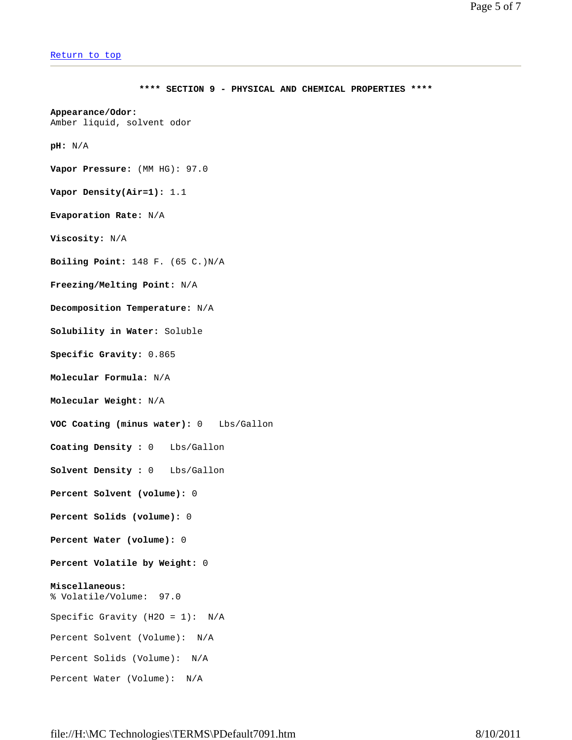[Return to top](#)

---

## **** SECTION 9 - PHYSICAL AND CHEMICAL PROPERTIES ****

**Appearance/Odor:**
Amber liquid, solvent odor

**pH:** N/A

**Vapor Pressure:** (MM HG): 97.0

**Vapor Density(Air=1):** 1.1

**Evaporation Rate:** N/A

**Viscosity:** N/A

**Boiling Point:** 148 F. (65 C.)N/A

**Freezing/Melting Point:** N/A

**Decomposition Temperature:** N/A

**Solubility in Water:** Soluble

**Specific Gravity:** 0.865

**Molecular Formula:** N/A

**Molecular Weight:** N/A

**VOC Coating (minus water):** 0 Lbs/Gallon

**Coating Density :** 0 Lbs/Gallon

**Solvent Density :** 0 Lbs/Gallon

**Percent Solvent (volume):** 0

**Percent Solids (volume):** 0

**Percent Water (volume):** 0

**Percent Volatile by Weight:** 0

**Miscellaneous:**
% Volatile/Volume: 97.0

Specific Gravity (H2O = 1): N/A

Percent Solvent (Volume): N/A

Percent Solids (Volume): N/A

Percent Water (Volume): N/A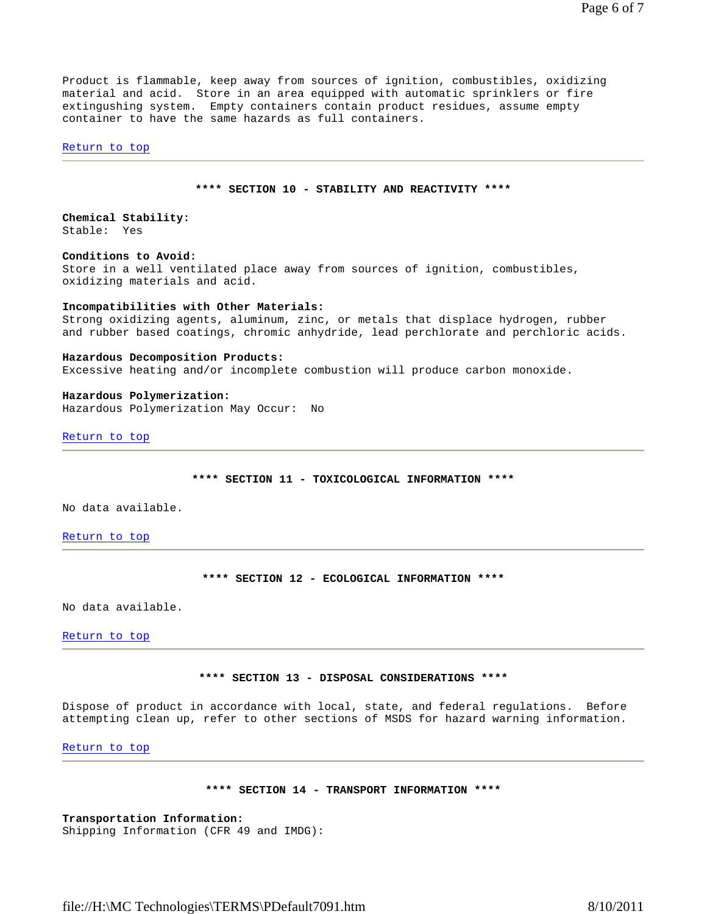Product is flammable, keep away from sources of ignition, combustibles, oxidizing material and acid. Store in an area equipped with automatic sprinklers or fire extinguishing system. Empty containers contain product residues, assume empty container to have the same hazards as full containers.

Return to top

## **** SECTION 10 - STABILITY AND REACTIVITY ****

**Chemical Stability:**
Stable: Yes

**Conditions to Avoid:**
Store in a well ventilated place away from sources of ignition, combustibles, oxidizing materials and acid.

**Incompatibilities with Other Materials:**
Strong oxidizing agents, aluminum, zinc, or metals that displace hydrogen, rubber and rubber based coatings, chromic anhydride, lead perchlorate and perchloric acids.

**Hazardous Decomposition Products:**
Excessive heating and/or incomplete combustion will produce carbon monoxide.

**Hazardous Polymerization:**
Hazardous Polymerization May Occur: No

Return to top

## **** SECTION 11 - TOXICOLOGICAL INFORMATION ****

No data available.

Return to top

## **** SECTION 12 - ECOLOGICAL INFORMATION ****

No data available.

Return to top

## **** SECTION 13 - DISPOSAL CONSIDERATIONS ****

Dispose of product in accordance with local, state, and federal regulations. Before attempting clean up, refer to other sections of MSDS for hazard warning information.

Return to top

## **** SECTION 14 - TRANSPORT INFORMATION ****

**Transportation Information:**
Shipping Information (CFR 49 and IMDG):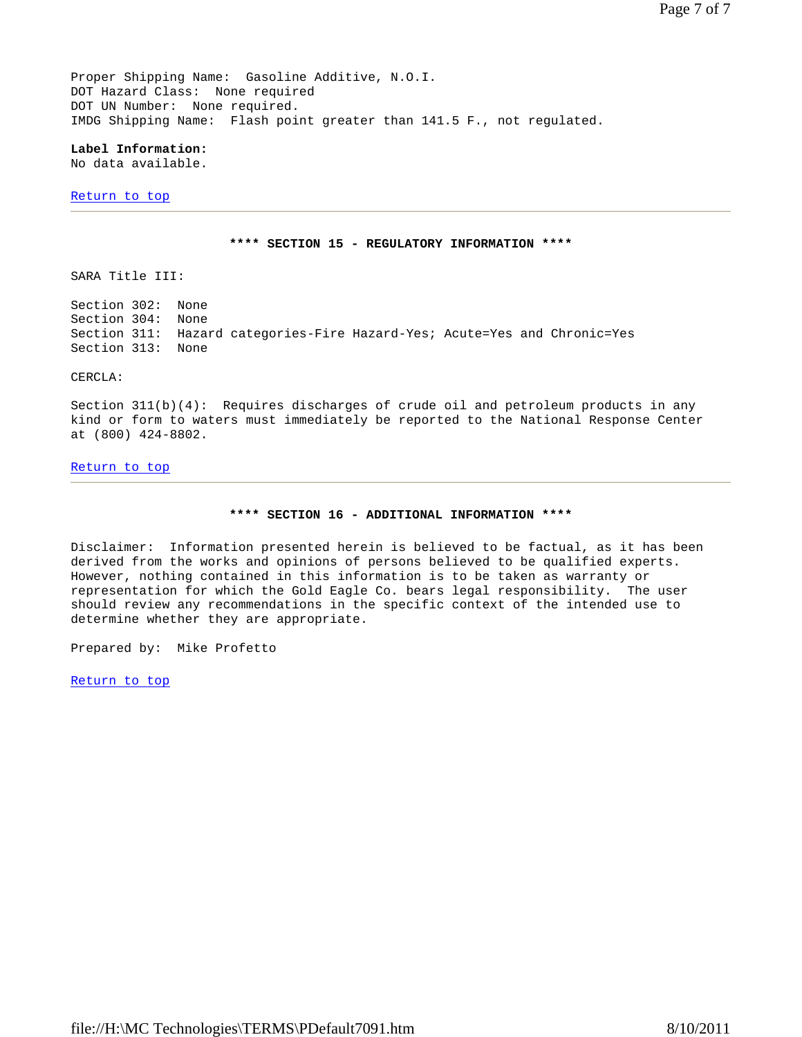Proper Shipping Name: Gasoline Additive, N.O.I.
DOT Hazard Class: None required
DOT UN Number: None required.
IMDG Shipping Name: Flash point greater than 141.5 F., not regulated.

**Label Information:**
No data available.

Return to top

---

**\*\*\*\* SECTION 15 - REGULATORY INFORMATION \*\*\*\***

SARA Title III:

Section 302: None
Section 304: None
Section 311: Hazard categories-Fire Hazard-Yes; Acute=Yes and Chronic=Yes
Section 313: None

CERCLA:

Section 311(b)(4): Requires discharges of crude oil and petroleum products in any kind or form to waters must immediately be reported to the National Response Center at (800) 424-8802.

Return to top

---

**\*\*\*\* SECTION 16 - ADDITIONAL INFORMATION \*\*\*\***

Disclaimer: Information presented herein is believed to be factual, as it has been derived from the works and opinions of persons believed to be qualified experts. However, nothing contained in this information is to be taken as warranty or representation for which the Gold Eagle Co. bears legal responsibility. The user should review any recommendations in the specific context of the intended use to determine whether they are appropriate.

Prepared by: Mike Profetto

Return to top